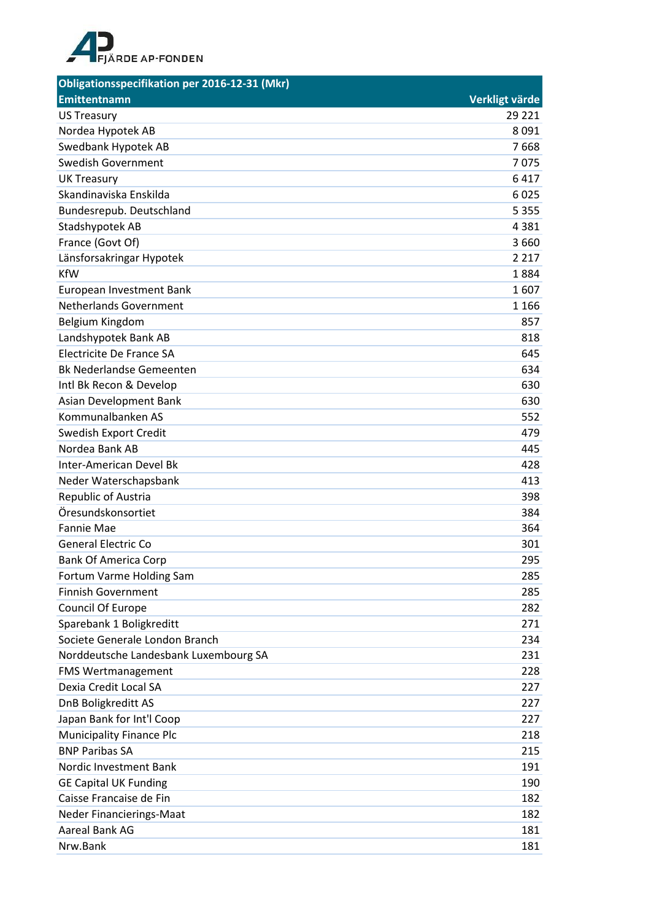FJÄRDE AP-FONDEN

| Obligationsspecifikation per 2016-12-31 (Mkr) | |
|---|---|
| **Emittentnamn** | **Verkligt värde** |
| US Treasury | 29 221 |
| Nordea Hypotek AB | 8 091 |
| Swedbank Hypotek AB | 7 668 |
| Swedish Government | 7 075 |
| UK Treasury | 6 417 |
| Skandinaviska Enskilda | 6 025 |
| Bundesrepub. Deutschland | 5 355 |
| Stadshypotek AB | 4 381 |
| France (Govt Of) | 3 660 |
| Länsforsakringar Hypotek | 2 217 |
| KfW | 1 884 |
| European Investment Bank | 1 607 |
| Netherlands Government | 1 166 |
| Belgium Kingdom | 857 |
| Landshypotek Bank AB | 818 |
| Electricite De France SA | 645 |
| Bk Nederlandse Gemeenten | 634 |
| Intl Bk Recon & Develop | 630 |
| Asian Development Bank | 630 |
| Kommunalbanken AS | 552 |
| Swedish Export Credit | 479 |
| Nordea Bank AB | 445 |
| Inter-American Devel Bk | 428 |
| Neder Waterschapsbank | 413 |
| Republic of Austria | 398 |
| Öresundskonsortiet | 384 |
| Fannie Mae | 364 |
| General Electric Co | 301 |
| Bank Of America Corp | 295 |
| Fortum Varme Holding Sam | 285 |
| Finnish Government | 285 |
| Council Of Europe | 282 |
| Sparebank 1 Boligkreditt | 271 |
| Societe Generale London Branch | 234 |
| Norddeutsche Landesbank Luxembourg SA | 231 |
| FMS Wertmanagement | 228 |
| Dexia Credit Local SA | 227 |
| DnB Boligkreditt AS | 227 |
| Japan Bank for Int'l Coop | 227 |
| Municipality Finance Plc | 218 |
| BNP Paribas SA | 215 |
| Nordic Investment Bank | 191 |
| GE Capital UK Funding | 190 |
| Caisse Francaise de Fin | 182 |
| Neder Financierings-Maat | 182 |
| Aareal Bank AG | 181 |
| Nrw.Bank | 181 |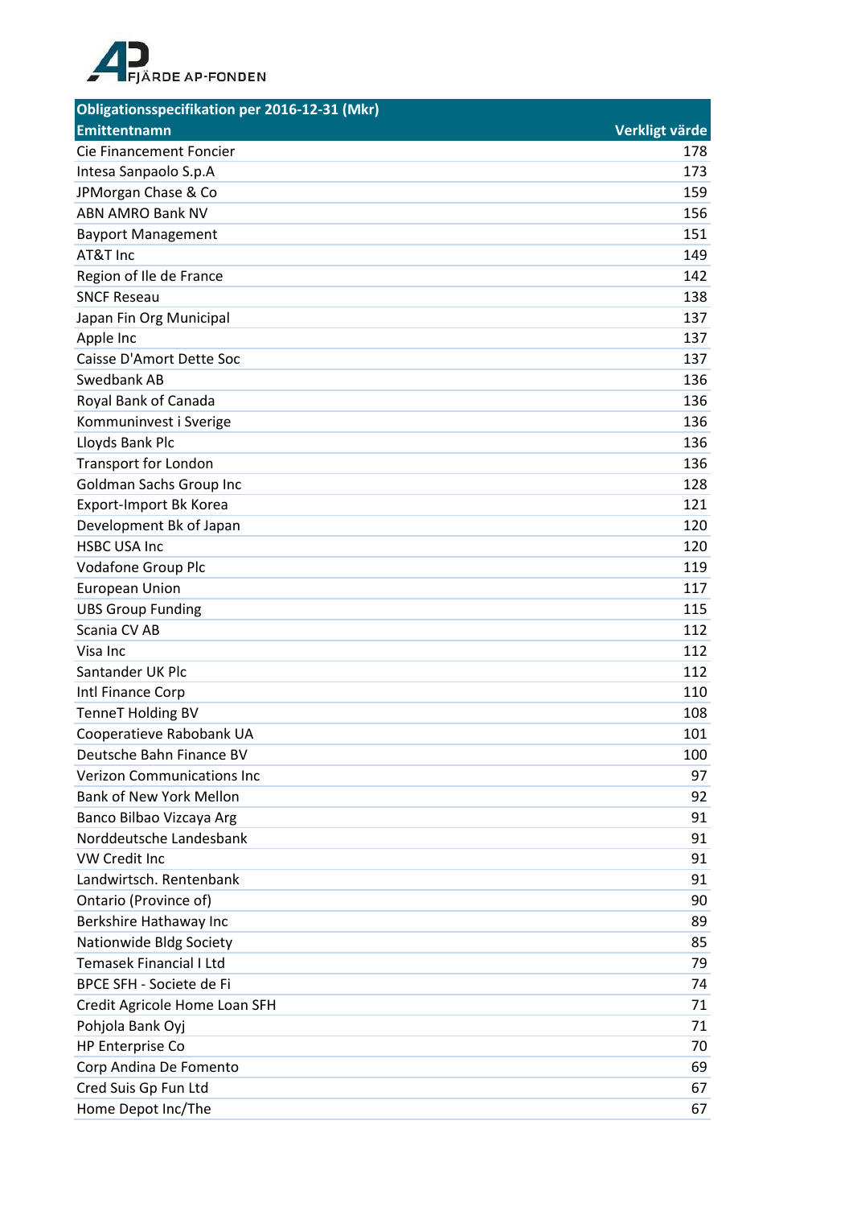FJÄRDE AP-FONDEN

| Obligationsspecifikation per 2016-12-31 (Mkr) | |
|---|---|
| **Emittentnamn** | **Verkligt värde** |
| Cie Financement Foncier | 178 |
| Intesa Sanpaolo S.p.A | 173 |
| JPMorgan Chase & Co | 159 |
| ABN AMRO Bank NV | 156 |
| Bayport Management | 151 |
| AT&T Inc | 149 |
| Region of Ile de France | 142 |
| SNCF Reseau | 138 |
| Japan Fin Org Municipal | 137 |
| Apple Inc | 137 |
| Caisse D'Amort Dette Soc | 137 |
| Swedbank AB | 136 |
| Royal Bank of Canada | 136 |
| Kommuninvest i Sverige | 136 |
| Lloyds Bank Plc | 136 |
| Transport for London | 136 |
| Goldman Sachs Group Inc | 128 |
| Export-Import Bk Korea | 121 |
| Development Bk of Japan | 120 |
| HSBC USA Inc | 120 |
| Vodafone Group Plc | 119 |
| European Union | 117 |
| UBS Group Funding | 115 |
| Scania CV AB | 112 |
| Visa Inc | 112 |
| Santander UK Plc | 112 |
| Intl Finance Corp | 110 |
| TenneT Holding BV | 108 |
| Cooperatieve Rabobank UA | 101 |
| Deutsche Bahn Finance BV | 100 |
| Verizon Communications Inc | 97 |
| Bank of New York Mellon | 92 |
| Banco Bilbao Vizcaya Arg | 91 |
| Norddeutsche Landesbank | 91 |
| VW Credit Inc | 91 |
| Landwirtsch. Rentenbank | 91 |
| Ontario (Province of) | 90 |
| Berkshire Hathaway Inc | 89 |
| Nationwide Bldg Society | 85 |
| Temasek Financial I Ltd | 79 |
| BPCE SFH - Societe de Fi | 74 |
| Credit Agricole Home Loan SFH | 71 |
| Pohjola Bank Oyj | 71 |
| HP Enterprise Co | 70 |
| Corp Andina De Fomento | 69 |
| Cred Suis Gp Fun Ltd | 67 |
| Home Depot Inc/The | 67 |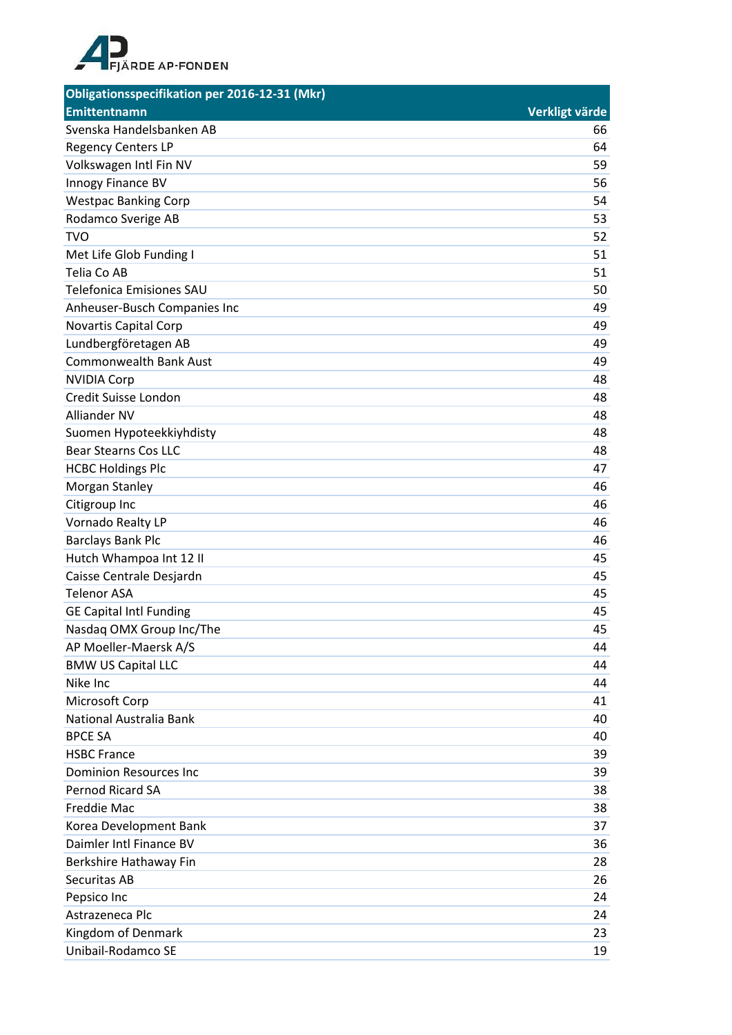FJÄRDE AP-FONDEN

| Obligationsspecifikation per 2016-12-31 (Mkr) | |
|---|---|
| **Emittentnamn** | **Verkligt värde** |
| Svenska Handelsbanken AB | 66 |
| Regency Centers LP | 64 |
| Volkswagen Intl Fin NV | 59 |
| Innogy Finance BV | 56 |
| Westpac Banking Corp | 54 |
| Rodamco Sverige AB | 53 |
| TVO | 52 |
| Met Life Glob Funding I | 51 |
| Telia Co AB | 51 |
| Telefonica Emisiones SAU | 50 |
| Anheuser-Busch Companies Inc | 49 |
| Novartis Capital Corp | 49 |
| Lundbergföretagen AB | 49 |
| Commonwealth Bank Aust | 49 |
| NVIDIA Corp | 48 |
| Credit Suisse London | 48 |
| Alliander NV | 48 |
| Suomen Hypoteekkiyhdisty | 48 |
| Bear Stearns Cos LLC | 48 |
| HCBC Holdings Plc | 47 |
| Morgan Stanley | 46 |
| Citigroup Inc | 46 |
| Vornado Realty LP | 46 |
| Barclays Bank Plc | 46 |
| Hutch Whampoa Int 12 II | 45 |
| Caisse Centrale Desjardn | 45 |
| Telenor ASA | 45 |
| GE Capital Intl Funding | 45 |
| Nasdaq OMX Group Inc/The | 45 |
| AP Moeller-Maersk A/S | 44 |
| BMW US Capital LLC | 44 |
| Nike Inc | 44 |
| Microsoft Corp | 41 |
| National Australia Bank | 40 |
| BPCE SA | 40 |
| HSBC France | 39 |
| Dominion Resources Inc | 39 |
| Pernod Ricard SA | 38 |
| Freddie Mac | 38 |
| Korea Development Bank | 37 |
| Daimler Intl Finance BV | 36 |
| Berkshire Hathaway Fin | 28 |
| Securitas AB | 26 |
| Pepsico Inc | 24 |
| Astrazeneca Plc | 24 |
| Kingdom of Denmark | 23 |
| Unibail-Rodamco SE | 19 |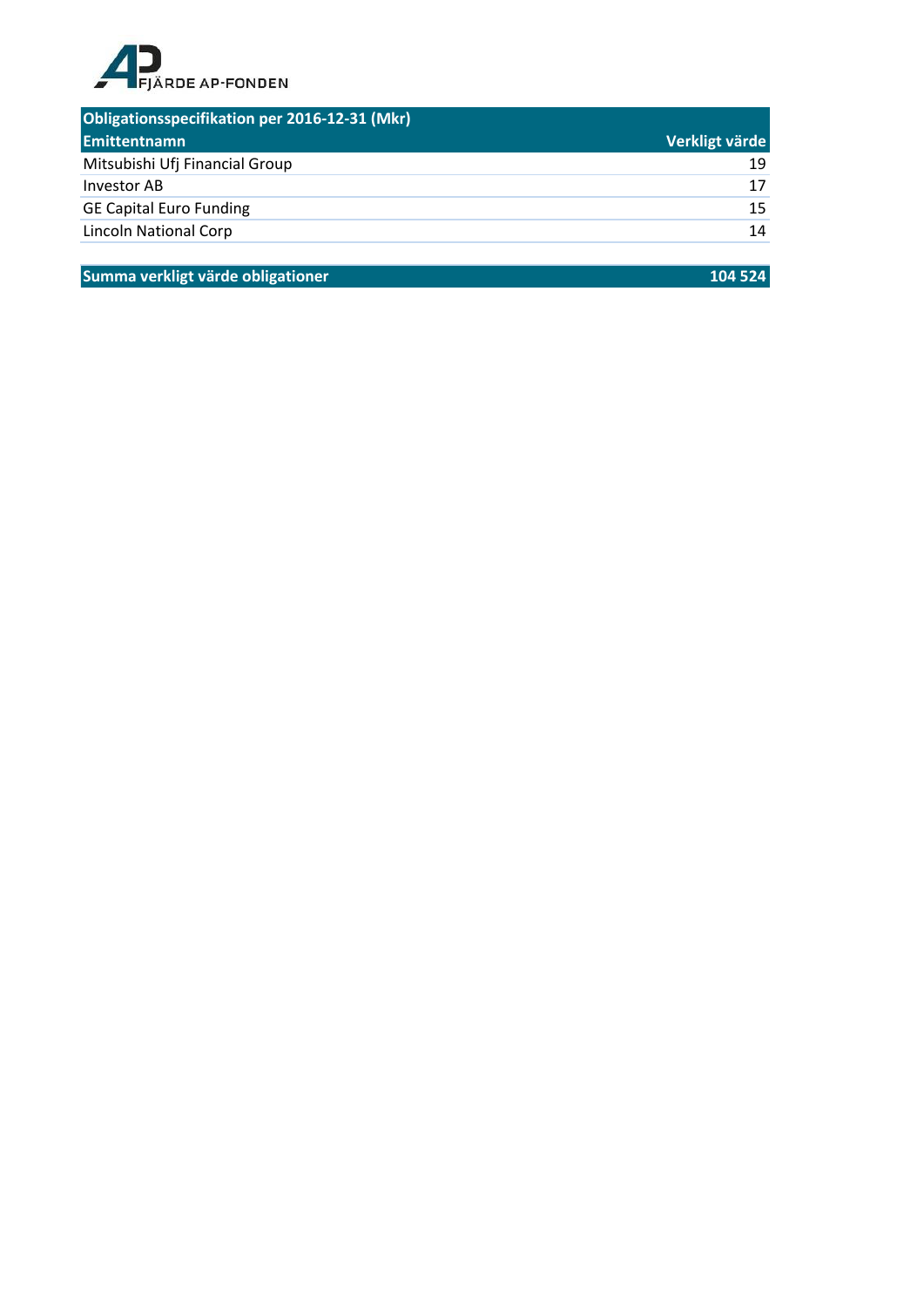| Obligationsspecifikation per 2016-12-31 (Mkr) | |
| --- | --- |
| **Emittentnamn** | **Verkligt värde** |
| Mitsubishi Ufj Financial Group | 19 |
| Investor AB | 17 |
| GE Capital Euro Funding | 15 |
| Lincoln National Corp | 14 |
| | |
| **Summa verkligt värde obligationer** | **104 524** |